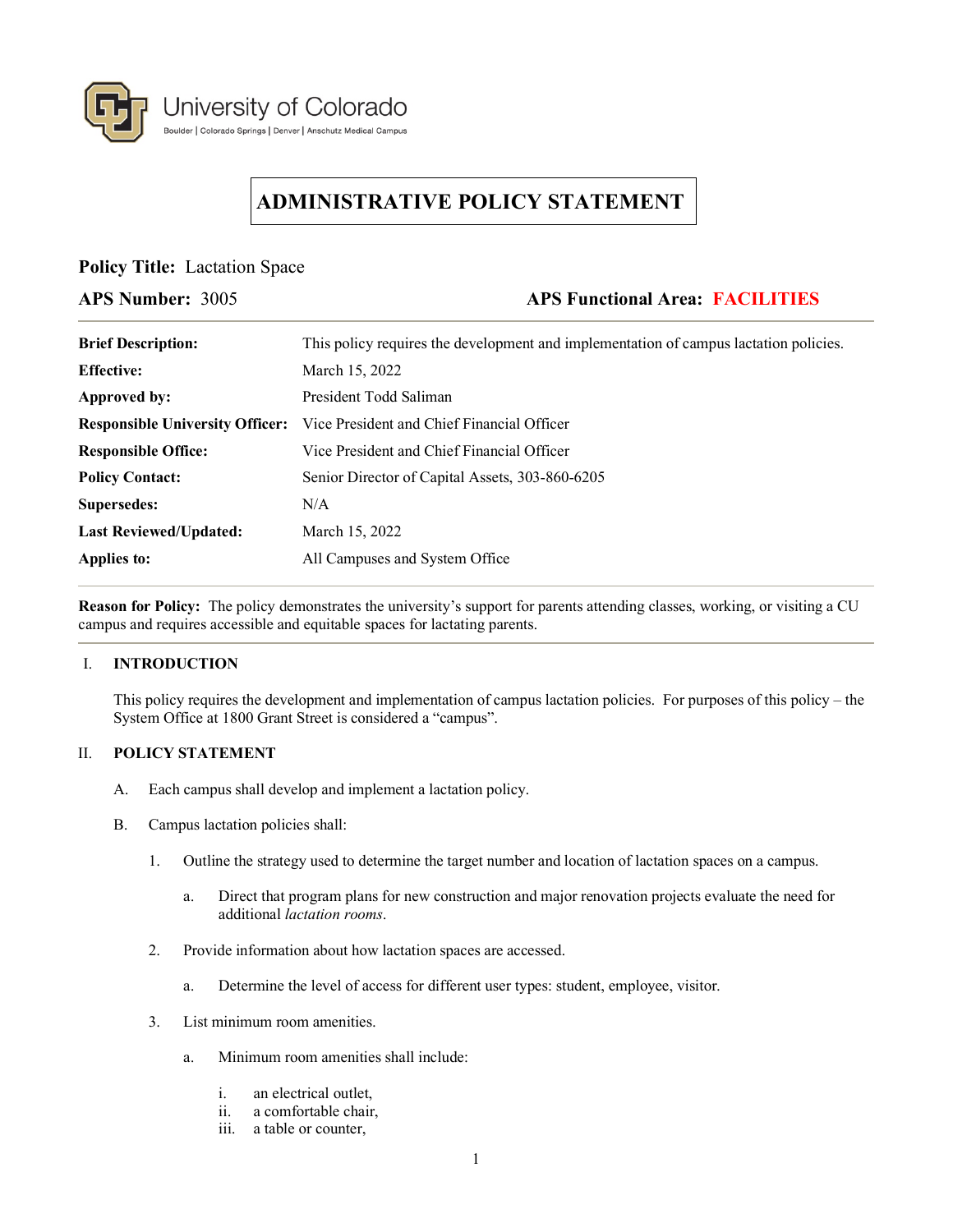University of Colorado
Boulder | Colorado Springs | Denver | Anschutz Medical Campus

# ADMINISTRATIVE POLICY STATEMENT

**Policy Title:** Lactation Space

**APS Number:** 3005 **APS Functional Area:** **FACILITIES**

| | |
|---|---|
| **Brief Description:** | This policy requires the development and implementation of campus lactation policies. |
| **Effective:** | March 15, 2022 |
| **Approved by:** | President Todd Saliman |
| **Responsible University Officer:** | Vice President and Chief Financial Officer |
| **Responsible Office:** | Vice President and Chief Financial Officer |
| **Policy Contact:** | Senior Director of Capital Assets, 303-860-6205 |
| **Supersedes:** | N/A |
| **Last Reviewed/Updated:** | March 15, 2022 |
| **Applies to:** | All Campuses and System Office |

**Reason for Policy:** The policy demonstrates the university's support for parents attending classes, working, or visiting a CU campus and requires accessible and equitable spaces for lactating parents.

## I. INTRODUCTION

This policy requires the development and implementation of campus lactation policies. For purposes of this policy – the System Office at 1800 Grant Street is considered a "campus".

## II. POLICY STATEMENT

A. Each campus shall develop and implement a lactation policy.

B. Campus lactation policies shall:

1. Outline the strategy used to determine the target number and location of lactation spaces on a campus.

   a. Direct that program plans for new construction and major renovation projects evaluate the need for additional *lactation rooms*.

2. Provide information about how lactation spaces are accessed.

   a. Determine the level of access for different user types: student, employee, visitor.

3. List minimum room amenities.

   a. Minimum room amenities shall include:

      i. an electrical outlet,
      ii. a comfortable chair,
      iii. a table or counter,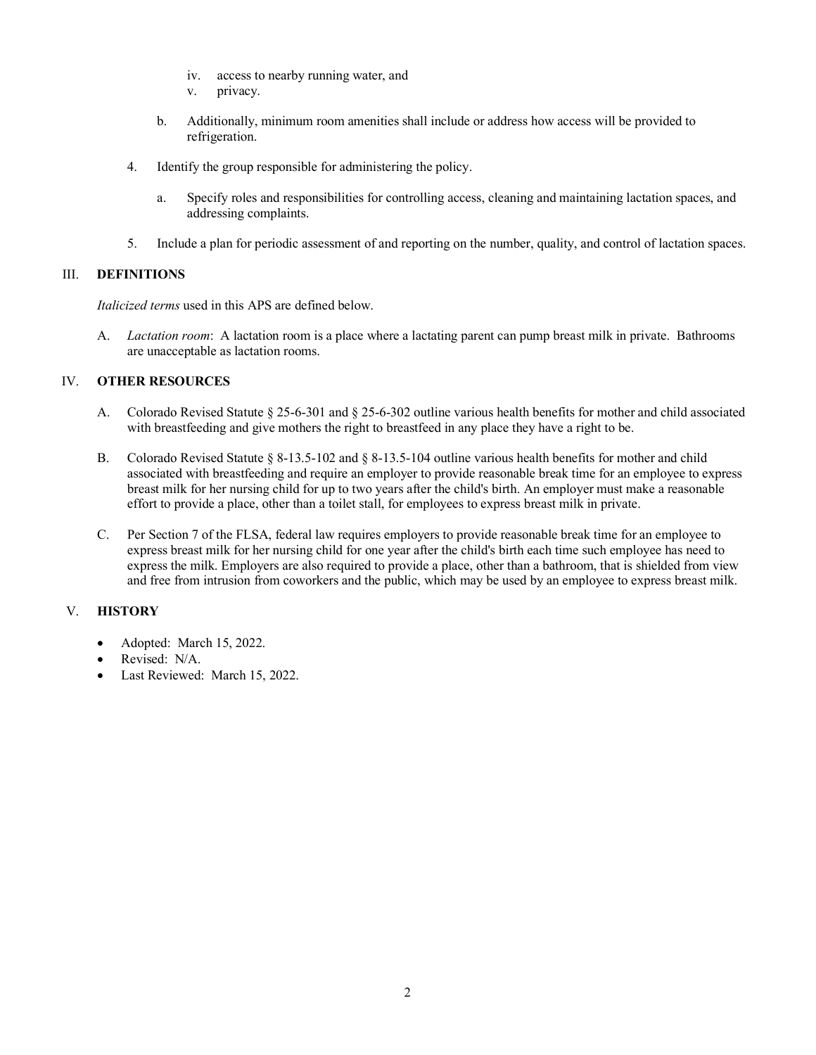iv. access to nearby running water, and
v. privacy.

b. Additionally, minimum room amenities shall include or address how access will be provided to refrigeration.

4. Identify the group responsible for administering the policy.

   a. Specify roles and responsibilities for controlling access, cleaning and maintaining lactation spaces, and addressing complaints.

5. Include a plan for periodic assessment of and reporting on the number, quality, and control of lactation spaces.

## III. DEFINITIONS

*Italicized terms* used in this APS are defined below.

A. *Lactation room*: A lactation room is a place where a lactating parent can pump breast milk in private. Bathrooms are unacceptable as lactation rooms.

## IV. OTHER RESOURCES

A. Colorado Revised Statute § 25-6-301 and § 25-6-302 outline various health benefits for mother and child associated with breastfeeding and give mothers the right to breastfeed in any place they have a right to be.

B. Colorado Revised Statute § 8-13.5-102 and § 8-13.5-104 outline various health benefits for mother and child associated with breastfeeding and require an employer to provide reasonable break time for an employee to express breast milk for her nursing child for up to two years after the child's birth. An employer must make a reasonable effort to provide a place, other than a toilet stall, for employees to express breast milk in private.

C. Per Section 7 of the FLSA, federal law requires employers to provide reasonable break time for an employee to express breast milk for her nursing child for one year after the child's birth each time such employee has need to express the milk. Employers are also required to provide a place, other than a bathroom, that is shielded from view and free from intrusion from coworkers and the public, which may be used by an employee to express breast milk.

## V. HISTORY

- Adopted: March 15, 2022.
- Revised: N/A.
- Last Reviewed: March 15, 2022.